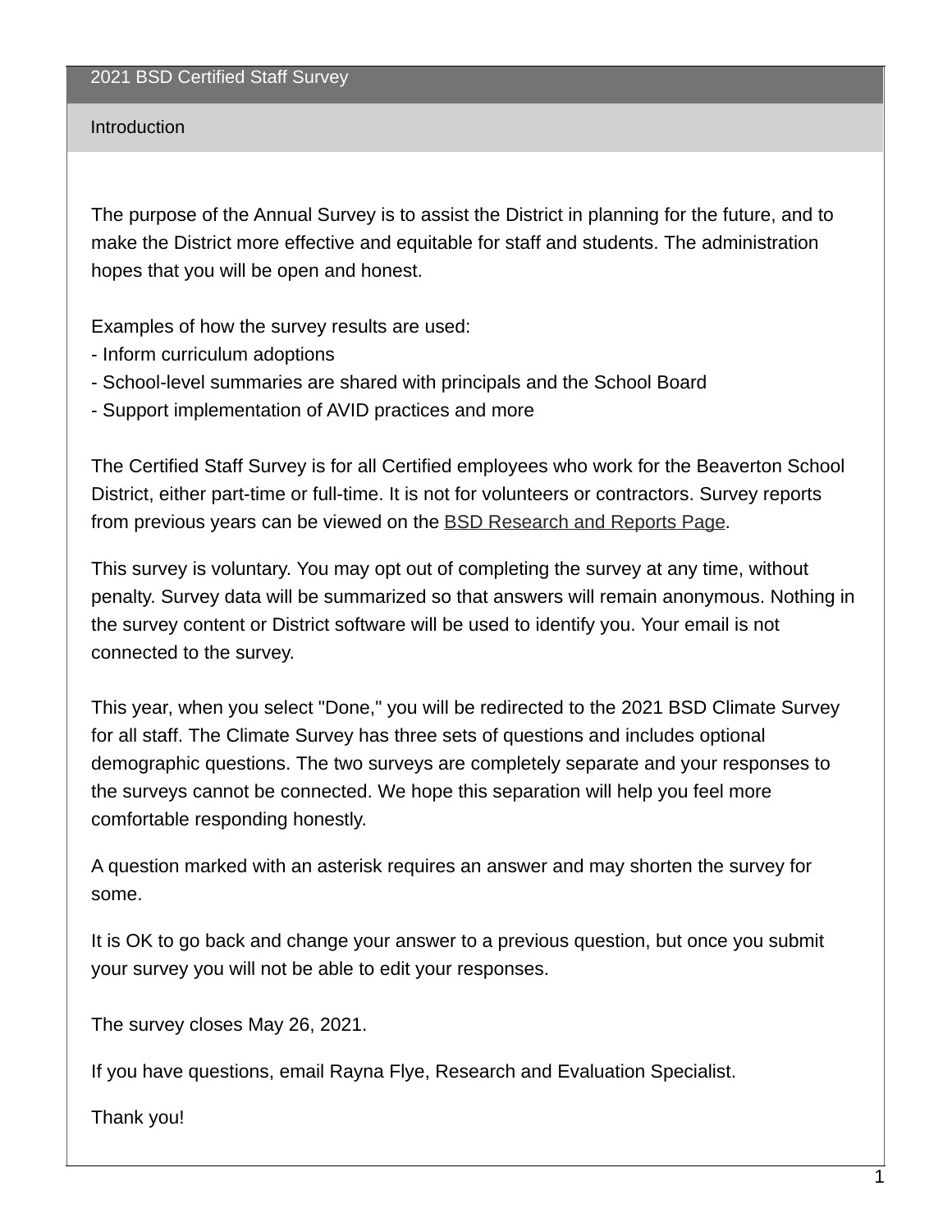# 2021 BSD Certified Staff Survey

## Introduction

The purpose of the Annual Survey is to assist the District in planning for the future, and to make the District more effective and equitable for staff and students. The administration hopes that you will be open and honest.

Examples of how the survey results are used:
- Inform curriculum adoptions
- School-level summaries are shared with principals and the School Board
- Support implementation of AVID practices and more

The Certified Staff Survey is for all Certified employees who work for the Beaverton School District, either part-time or full-time. It is not for volunteers or contractors. Survey reports from previous years can be viewed on the BSD Research and Reports Page.

This survey is voluntary. You may opt out of completing the survey at any time, without penalty. Survey data will be summarized so that answers will remain anonymous. Nothing in the survey content or District software will be used to identify you. Your email is not connected to the survey.

This year, when you select "Done," you will be redirected to the 2021 BSD Climate Survey for all staff. The Climate Survey has three sets of questions and includes optional demographic questions. The two surveys are completely separate and your responses to the surveys cannot be connected. We hope this separation will help you feel more comfortable responding honestly.

A question marked with an asterisk requires an answer and may shorten the survey for some.

It is OK to go back and change your answer to a previous question, but once you submit your survey you will not be able to edit your responses.

The survey closes May 26, 2021.

If you have questions, email Rayna Flye, Research and Evaluation Specialist.

Thank you!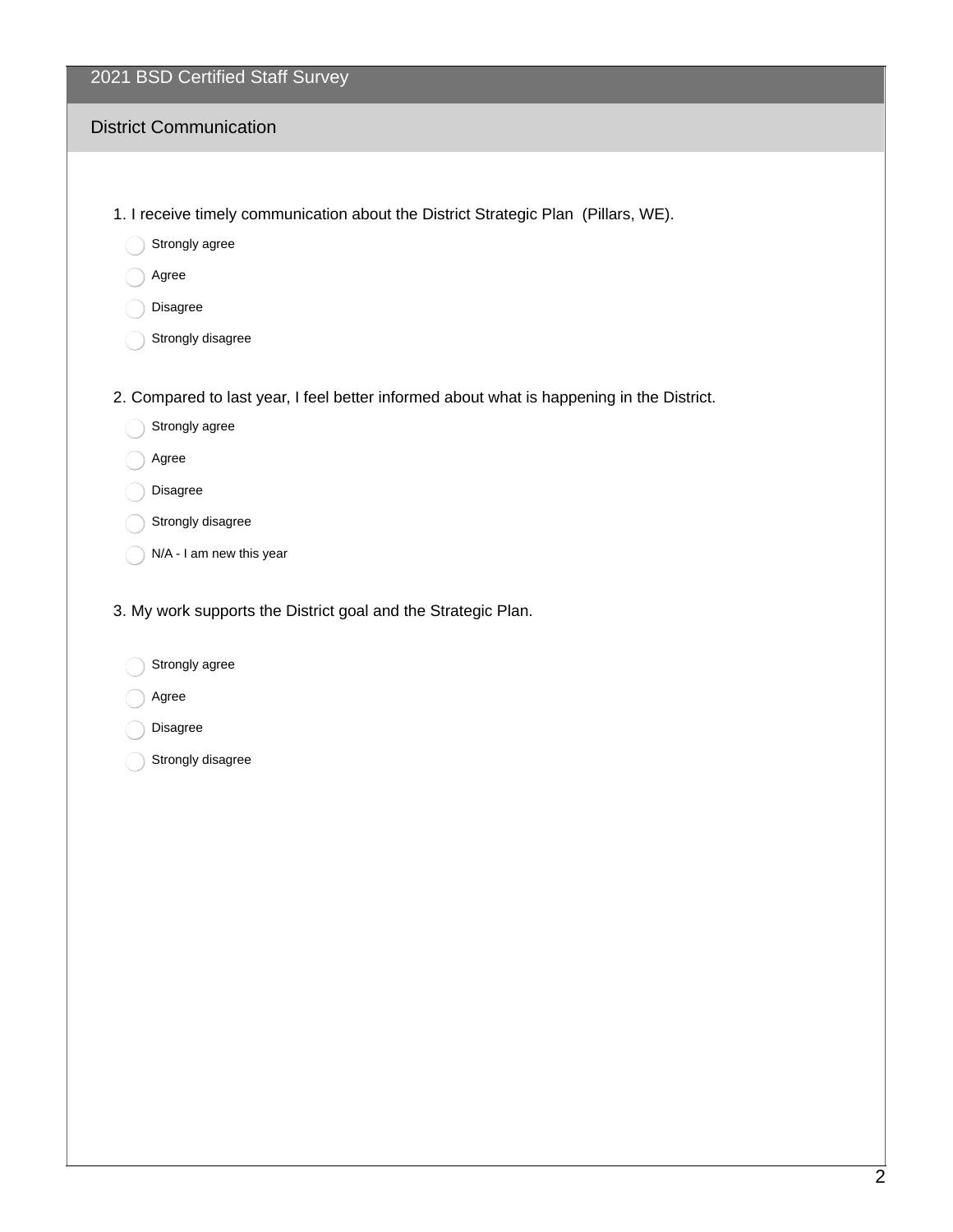# 2021 BSD Certified Staff Survey

## District Communication

1. I receive timely communication about the District Strategic Plan (Pillars, WE).

- Strongly agree
- Agree
- Disagree
- Strongly disagree

2. Compared to last year, I feel better informed about what is happening in the District.

- Strongly agree
- Agree
- Disagree
- Strongly disagree
- N/A - I am new this year

3. My work supports the District goal and the Strategic Plan.

- Strongly agree
- Agree
- Disagree
- Strongly disagree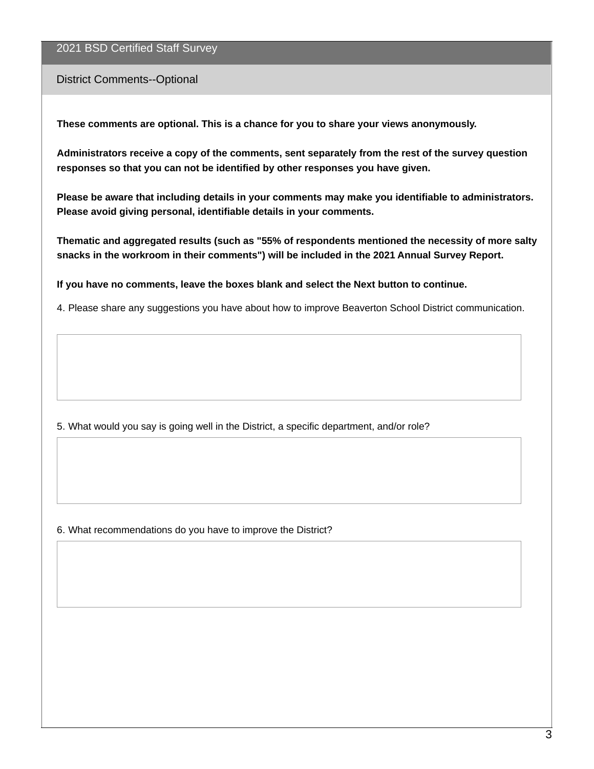## 2021 BSD Certified Staff Survey

### District Comments--Optional

**These comments are optional. This is a chance for you to share your views anonymously.**

**Administrators receive a copy of the comments, sent separately from the rest of the survey question responses so that you can not be identified by other responses you have given.**

**Please be aware that including details in your comments may make you identifiable to administrators. Please avoid giving personal, identifiable details in your comments.**

**Thematic and aggregated results (such as "55% of respondents mentioned the necessity of more salty snacks in the workroom in their comments") will be included in the 2021 Annual Survey Report.**

**If you have no comments, leave the boxes blank and select the Next button to continue.**

4. Please share any suggestions you have about how to improve Beaverton School District communication.

5. What would you say is going well in the District, a specific department, and/or role?

6. What recommendations do you have to improve the District?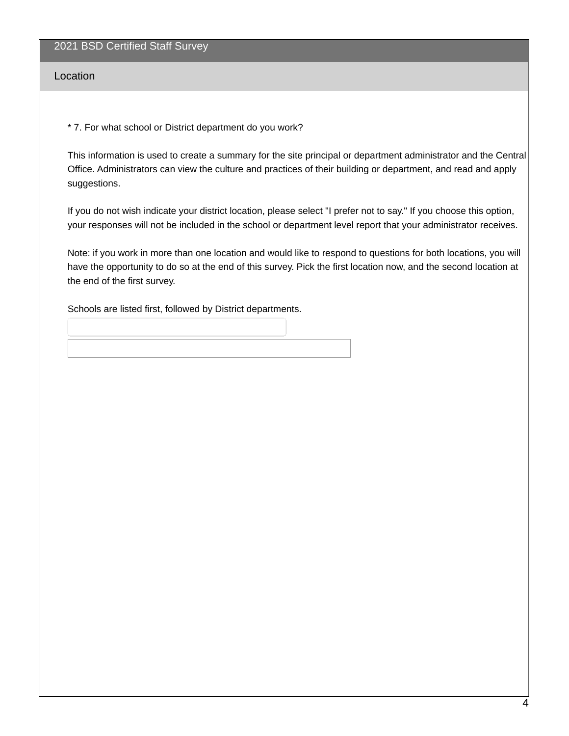## 2021 BSD Certified Staff Survey

### Location

\* 7. For what school or District department do you work?

This information is used to create a summary for the site principal or department administrator and the Central Office. Administrators can view the culture and practices of their building or department, and read and apply suggestions.

If you do not wish indicate your district location, please select "I prefer not to say." If you choose this option, your responses will not be included in the school or department level report that your administrator receives.

Note: if you work in more than one location and would like to respond to questions for both locations, you will have the opportunity to do so at the end of this survey. Pick the first location now, and the second location at the end of the first survey.

Schools are listed first, followed by District departments.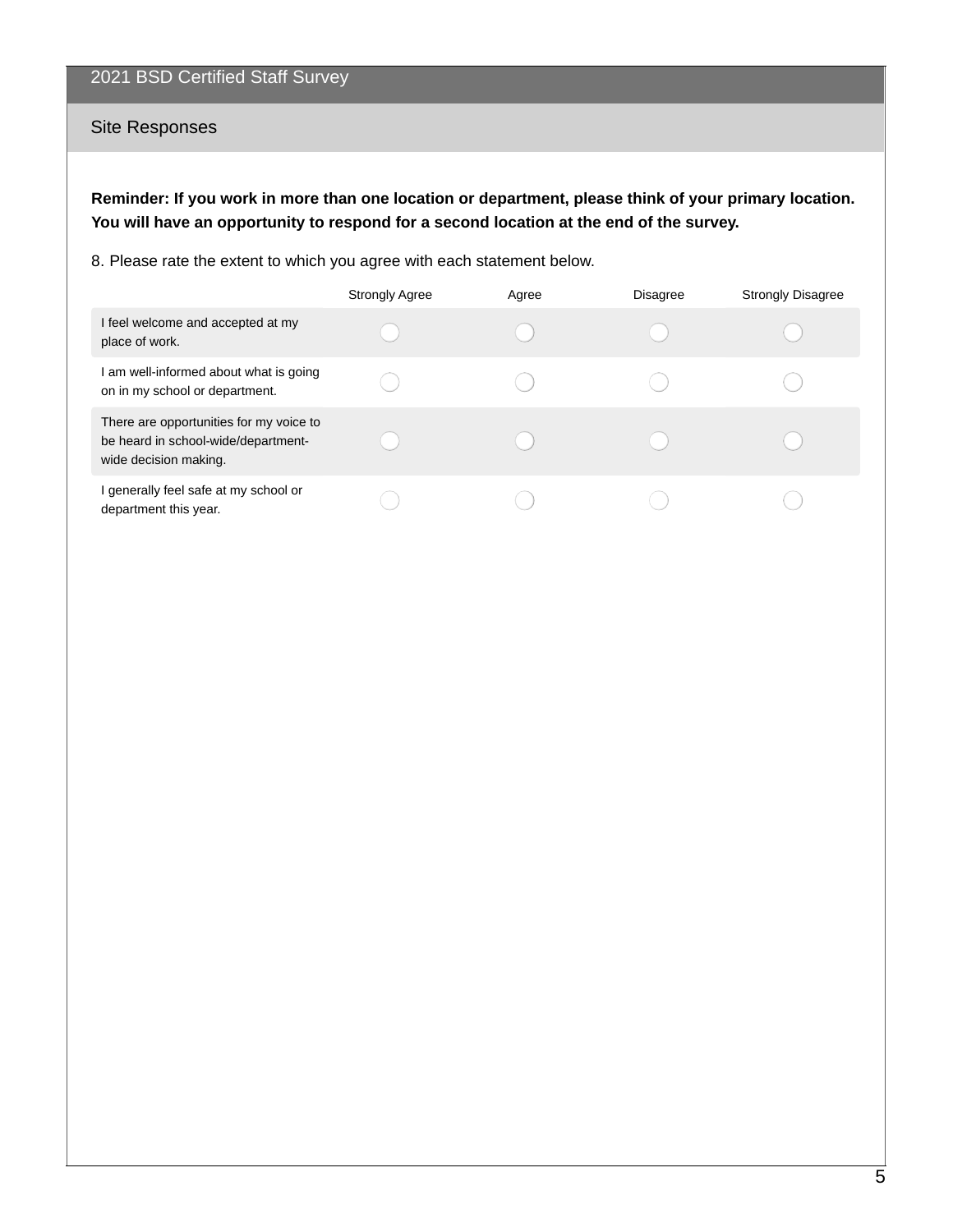## 2021 BSD Certified Staff Survey

### Site Responses

**Reminder: If you work in more than one location or department, please think of your primary location. You will have an opportunity to respond for a second location at the end of the survey.**

8. Please rate the extent to which you agree with each statement below.

| | Strongly Agree | Agree | Disagree | Strongly Disagree |
|---|---|---|---|---|
| I feel welcome and accepted at my place of work. | ◯ | ◯ | ◯ | ◯ |
| I am well-informed about what is going on in my school or department. | ◯ | ◯ | ◯ | ◯ |
| There are opportunities for my voice to be heard in school-wide/department-wide decision making. | ◯ | ◯ | ◯ | ◯ |
| I generally feel safe at my school or department this year. | ◯ | ◯ | ◯ | ◯ |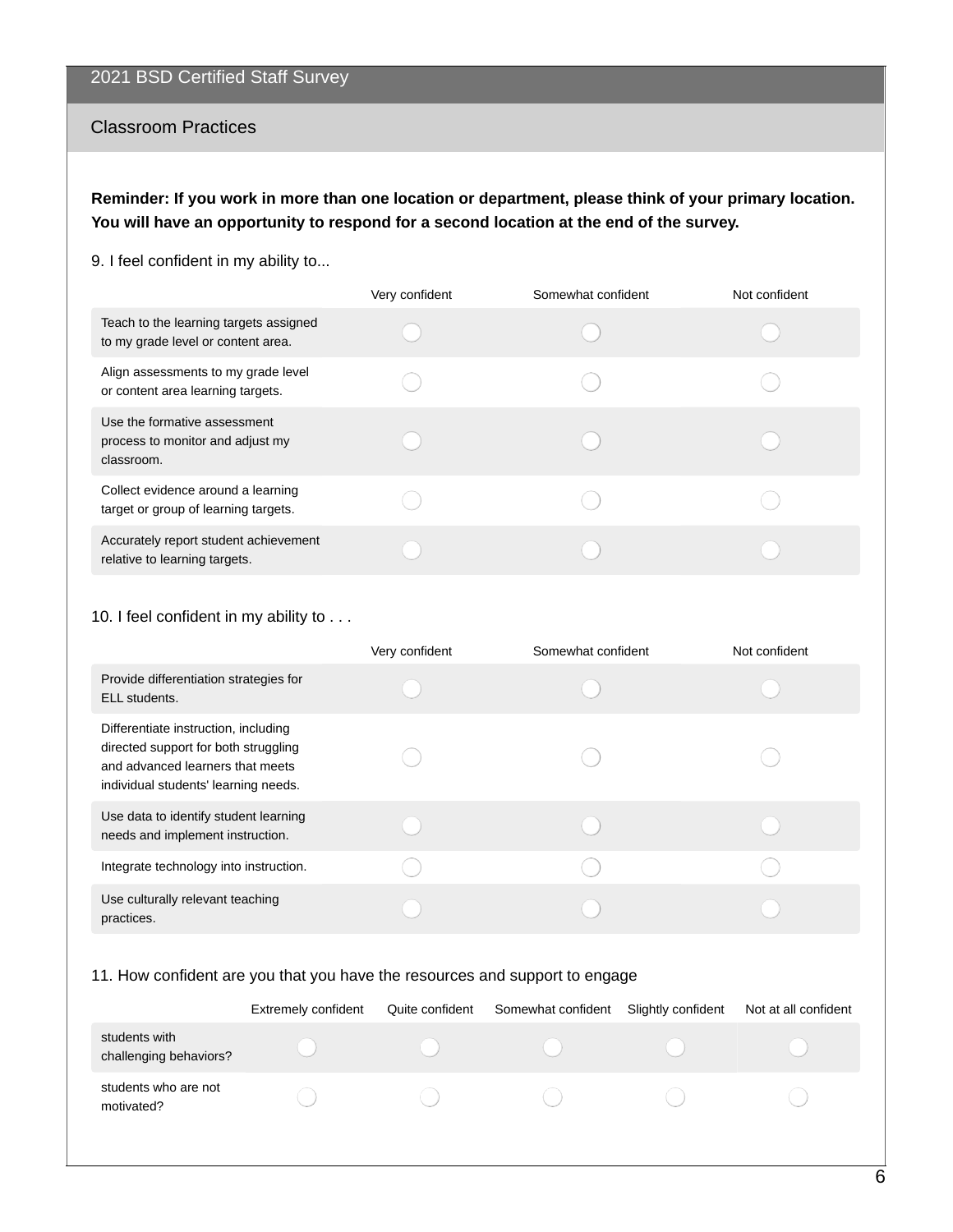# 2021 BSD Certified Staff Survey

## Classroom Practices

**Reminder: If you work in more than one location or department, please think of your primary location. You will have an opportunity to respond for a second location at the end of the survey.**

9. I feel confident in my ability to...

| | Very confident | Somewhat confident | Not confident |
|---|---|---|---|
| Teach to the learning targets assigned to my grade level or content area. | ◯ | ◯ | ◯ |
| Align assessments to my grade level or content area learning targets. | ◯ | ◯ | ◯ |
| Use the formative assessment process to monitor and adjust my classroom. | ◯ | ◯ | ◯ |
| Collect evidence around a learning target or group of learning targets. | ◯ | ◯ | ◯ |
| Accurately report student achievement relative to learning targets. | ◯ | ◯ | ◯ |

10. I feel confident in my ability to . . .

| | Very confident | Somewhat confident | Not confident |
|---|---|---|---|
| Provide differentiation strategies for ELL students. | ◯ | ◯ | ◯ |
| Differentiate instruction, including directed support for both struggling and advanced learners that meets individual students' learning needs. | ◯ | ◯ | ◯ |
| Use data to identify student learning needs and implement instruction. | ◯ | ◯ | ◯ |
| Integrate technology into instruction. | ◯ | ◯ | ◯ |
| Use culturally relevant teaching practices. | ◯ | ◯ | ◯ |

11. How confident are you that you have the resources and support to engage

| | Extremely confident | Quite confident | Somewhat confident | Slightly confident | Not at all confident |
|---|---|---|---|---|---|
| students with challenging behaviors? | ◯ | ◯ | ◯ | ◯ | ◯ |
| students who are not motivated? | ◯ | ◯ | ◯ | ◯ | ◯ |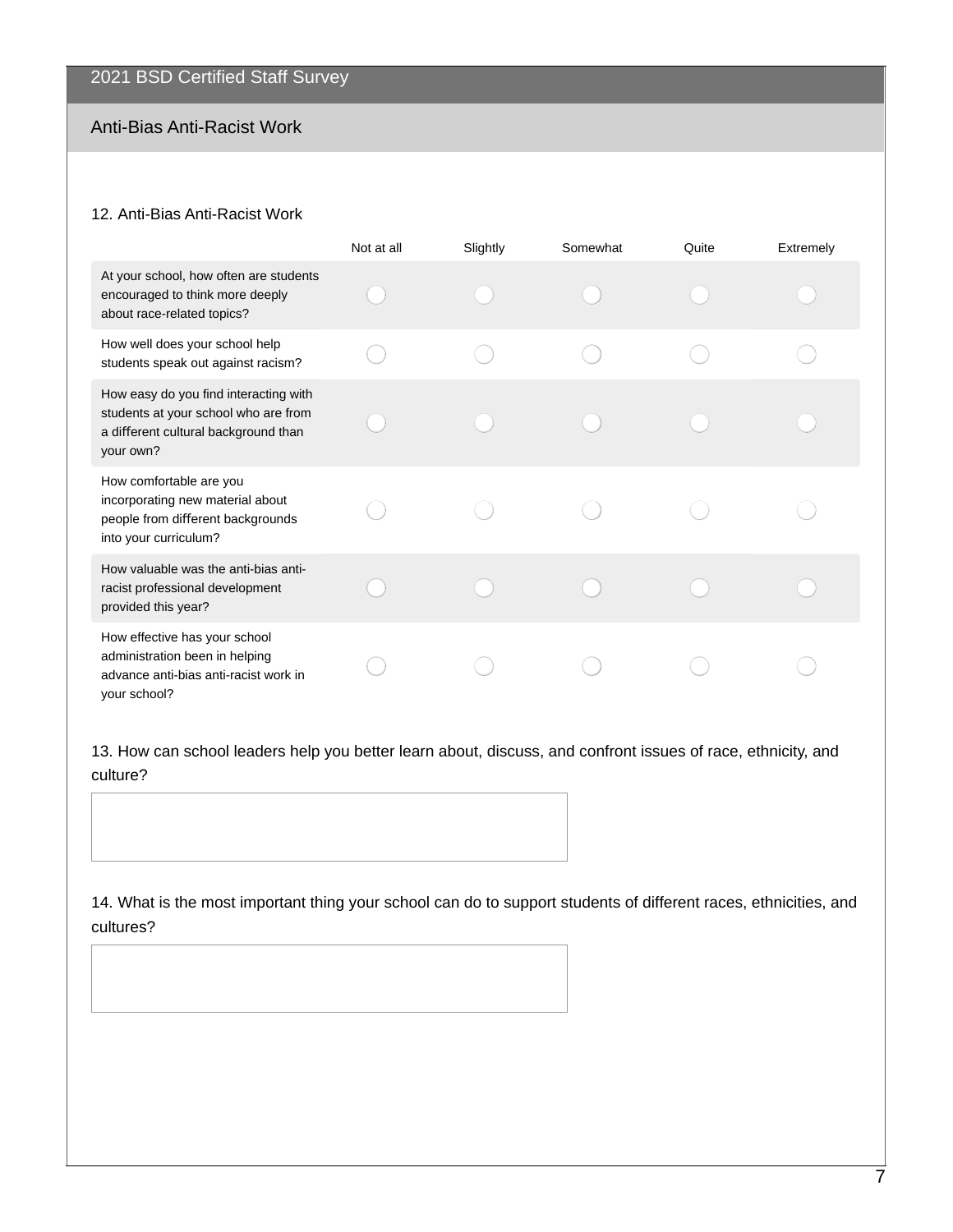## 2021 BSD Certified Staff Survey

### Anti-Bias Anti-Racist Work

12. Anti-Bias Anti-Racist Work

| | Not at all | Slightly | Somewhat | Quite | Extremely |
|---|---|---|---|---|---|
| At your school, how often are students encouraged to think more deeply about race-related topics? | ◯ | ◯ | ◯ | ◯ | ◯ |
| How well does your school help students speak out against racism? | ◯ | ◯ | ◯ | ◯ | ◯ |
| How easy do you find interacting with students at your school who are from a different cultural background than your own? | ◯ | ◯ | ◯ | ◯ | ◯ |
| How comfortable are you incorporating new material about people from different backgrounds into your curriculum? | ◯ | ◯ | ◯ | ◯ | ◯ |
| How valuable was the anti-bias anti-racist professional development provided this year? | ◯ | ◯ | ◯ | ◯ | ◯ |
| How effective has your school administration been in helping advance anti-bias anti-racist work in your school? | ◯ | ◯ | ◯ | ◯ | ◯ |

13. How can school leaders help you better learn about, discuss, and confront issues of race, ethnicity, and culture?

14. What is the most important thing your school can do to support students of different races, ethnicities, and cultures?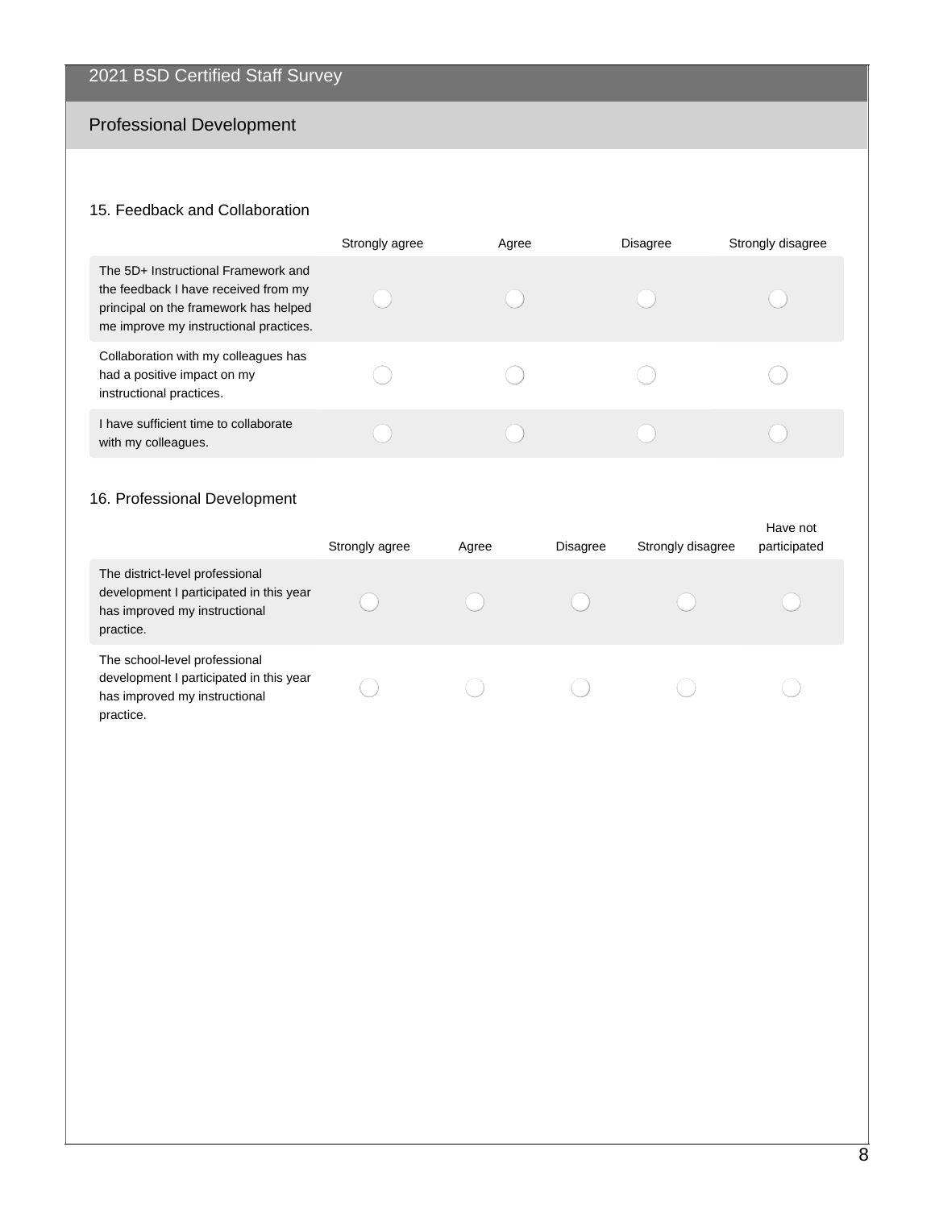# 2021 BSD Certified Staff Survey

## Professional Development

### 15. Feedback and Collaboration

| | Strongly agree | Agree | Disagree | Strongly disagree |
|---|---|---|---|---|
| The 5D+ Instructional Framework and the feedback I have received from my principal on the framework has helped me improve my instructional practices. | ◯ | ◯ | ◯ | ◯ |
| Collaboration with my colleagues has had a positive impact on my instructional practices. | ◯ | ◯ | ◯ | ◯ |
| I have sufficient time to collaborate with my colleagues. | ◯ | ◯ | ◯ | ◯ |

### 16. Professional Development

| | Strongly agree | Agree | Disagree | Strongly disagree | Have not participated |
|---|---|---|---|---|---|
| The district-level professional development I participated in this year has improved my instructional practice. | ◯ | ◯ | ◯ | ◯ | ◯ |
| The school-level professional development I participated in this year has improved my instructional practice. | ◯ | ◯ | ◯ | ◯ | ◯ |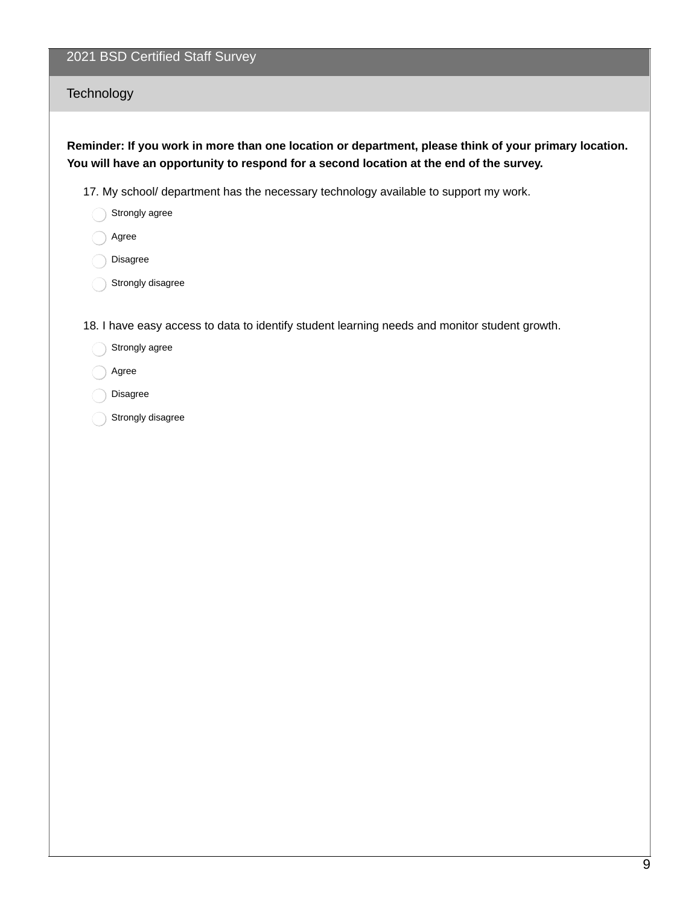## 2021 BSD Certified Staff Survey

### Technology

**Reminder: If you work in more than one location or department, please think of your primary location. You will have an opportunity to respond for a second location at the end of the survey.**

17. My school/ department has the necessary technology available to support my work.

- Strongly agree
- Agree
- Disagree
- Strongly disagree

18. I have easy access to data to identify student learning needs and monitor student growth.

- Strongly agree
- Agree
- Disagree
- Strongly disagree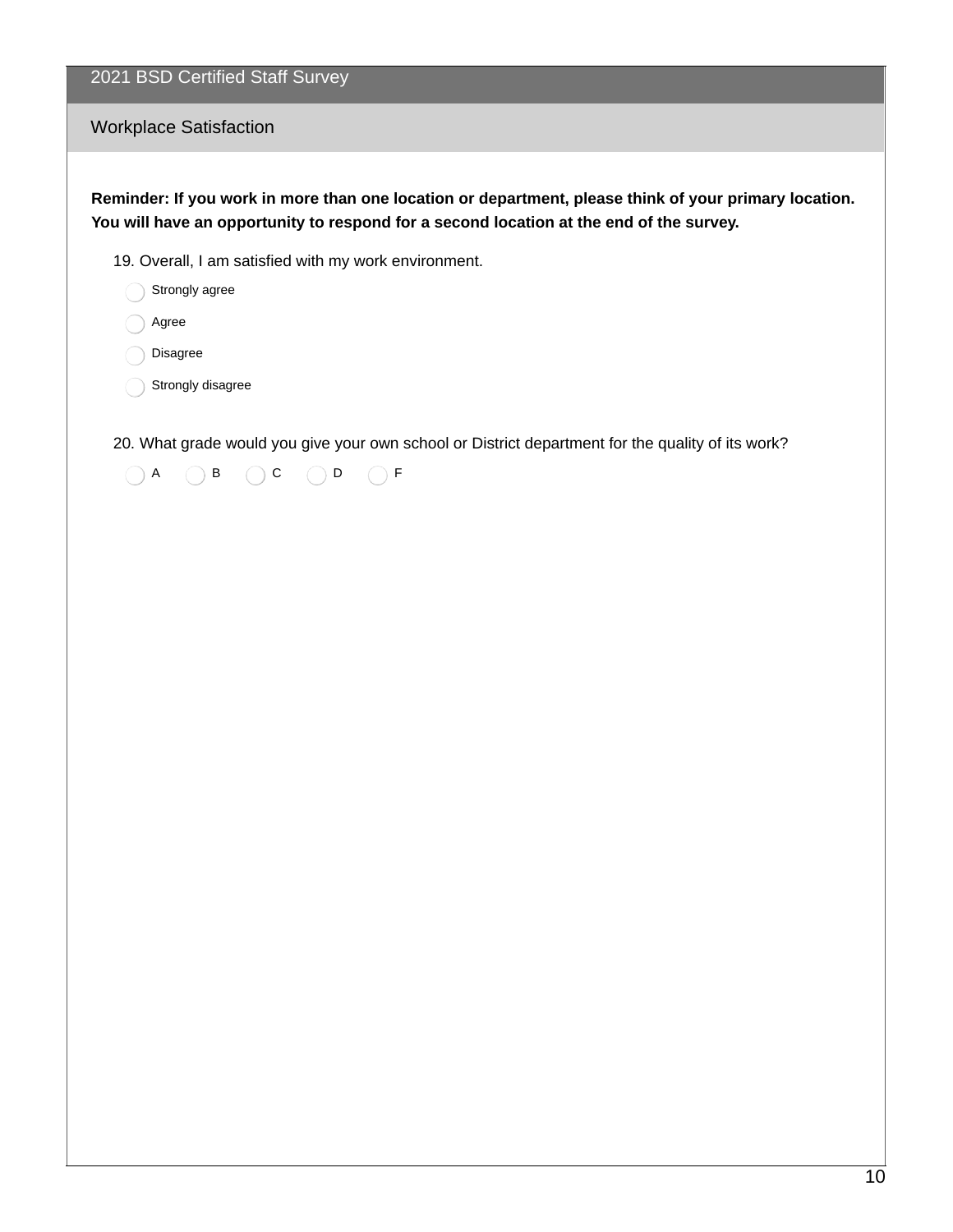## 2021 BSD Certified Staff Survey

### Workplace Satisfaction

**Reminder: If you work in more than one location or department, please think of your primary location. You will have an opportunity to respond for a second location at the end of the survey.**

19. Overall, I am satisfied with my work environment.

- Strongly agree
- Agree
- Disagree
- Strongly disagree

20. What grade would you give your own school or District department for the quality of its work?

- A
- B
- C
- D
- F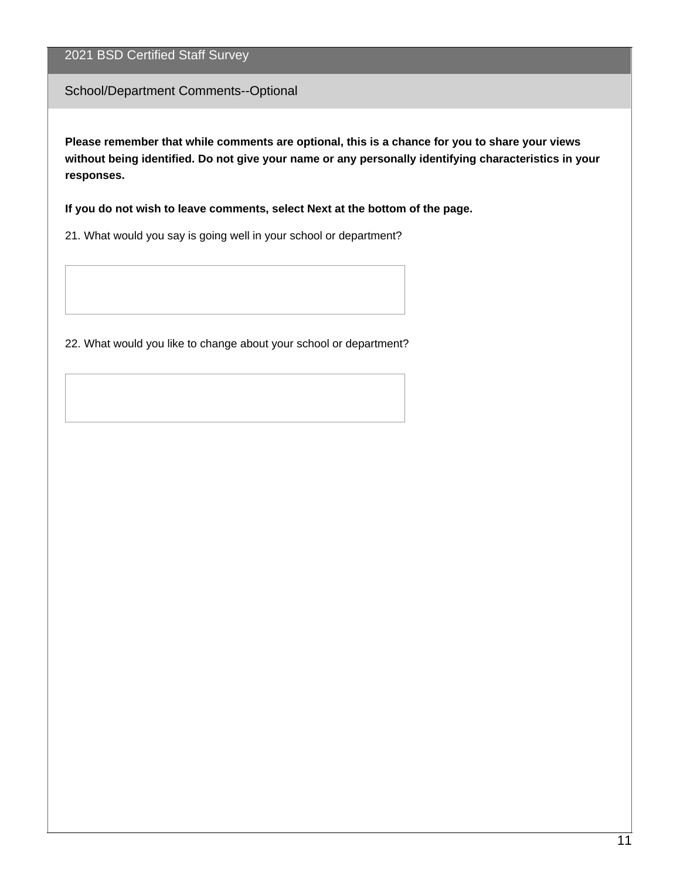## 2021 BSD Certified Staff Survey

### School/Department Comments--Optional

**Please remember that while comments are optional, this is a chance for you to share your views without being identified. Do not give your name or any personally identifying characteristics in your responses.**

**If you do not wish to leave comments, select Next at the bottom of the page.**

21. What would you say is going well in your school or department?

22. What would you like to change about your school or department?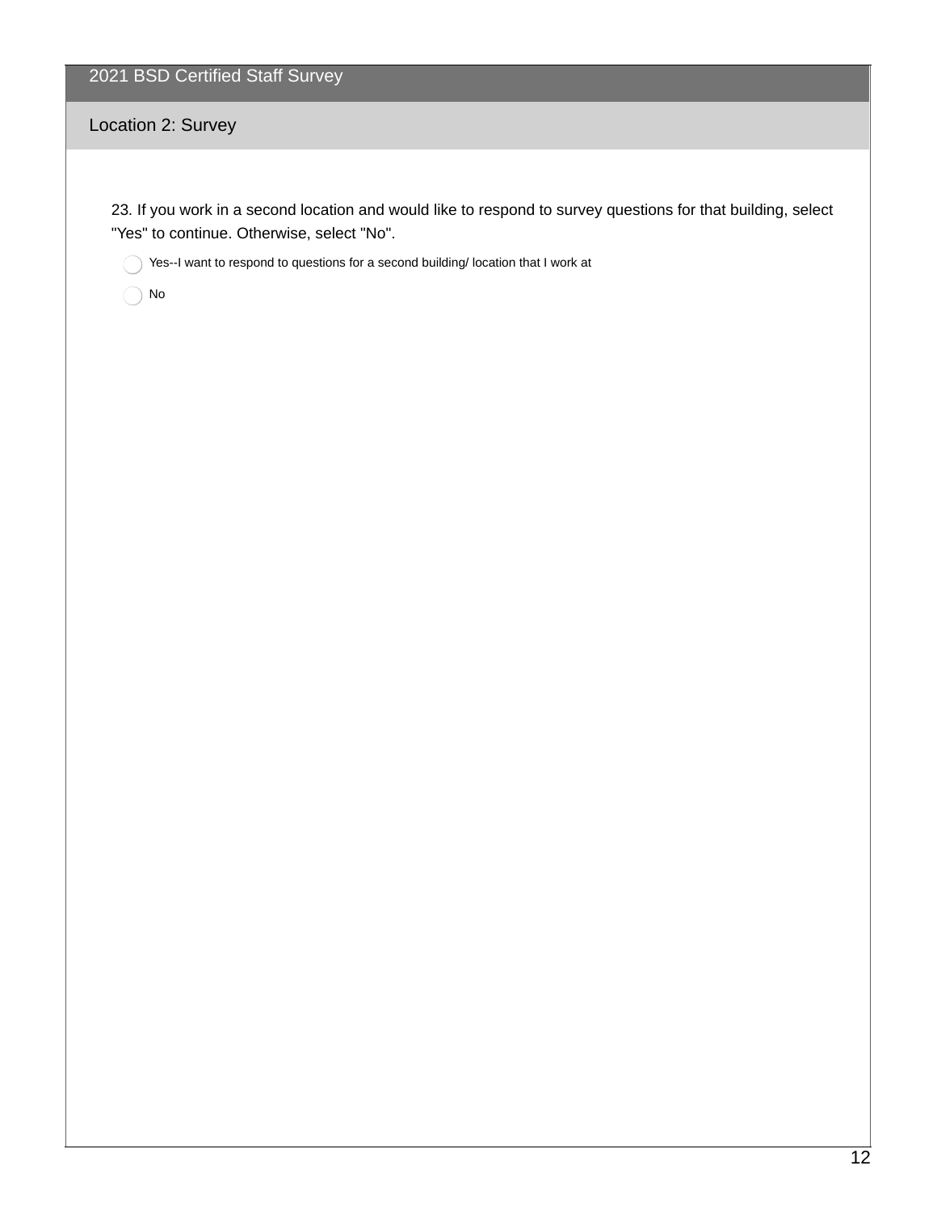## 2021 BSD Certified Staff Survey

### Location 2: Survey

23. If you work in a second location and would like to respond to survey questions for that building, select "Yes" to continue. Otherwise, select "No".

- ◯ Yes--I want to respond to questions for a second building/ location that I work at
- ◯ No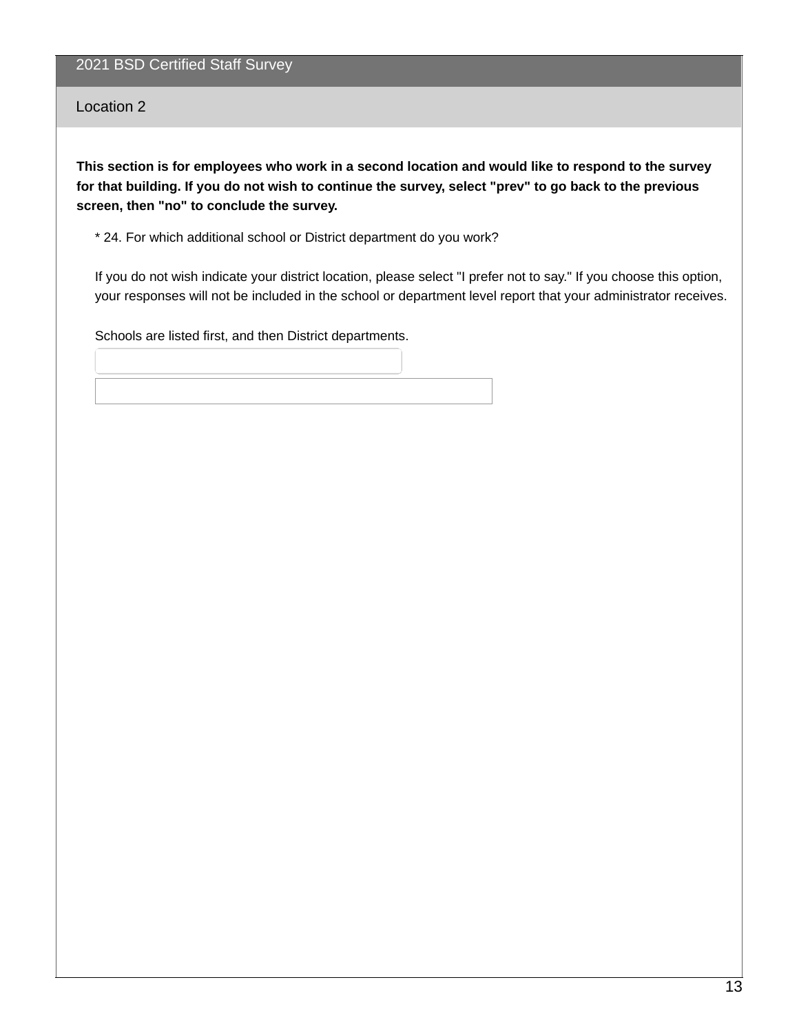# 2021 BSD Certified Staff Survey

## Location 2

**This section is for employees who work in a second location and would like to respond to the survey for that building. If you do not wish to continue the survey, select "prev" to go back to the previous screen, then "no" to conclude the survey.**

* 24. For which additional school or District department do you work?

If you do not wish indicate your district location, please select "I prefer not to say." If you choose this option, your responses will not be included in the school or department level report that your administrator receives.

Schools are listed first, and then District departments.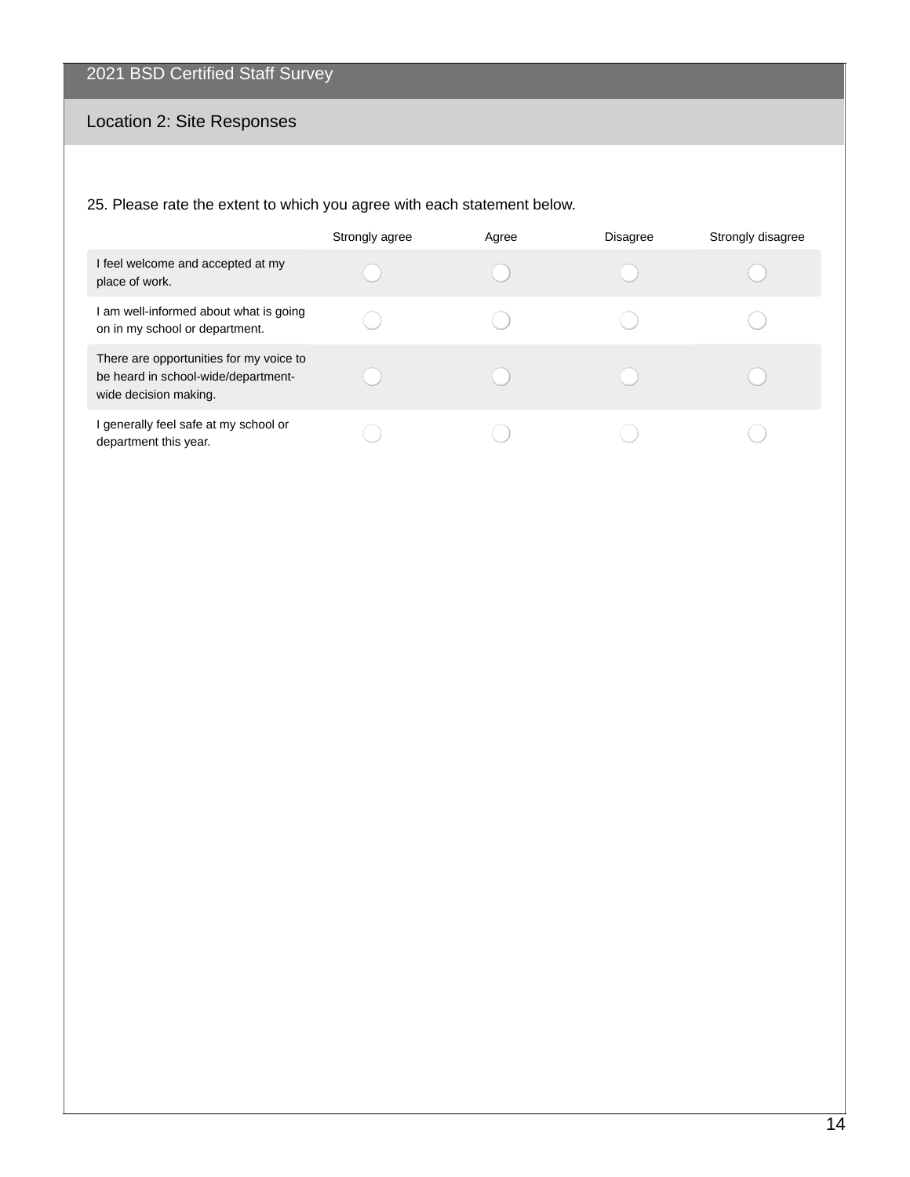## 2021 BSD Certified Staff Survey

### Location 2: Site Responses

25. Please rate the extent to which you agree with each statement below.

| | Strongly agree | Agree | Disagree | Strongly disagree |
|---|---|---|---|---|
| I feel welcome and accepted at my place of work. | ◯ | ◯ | ◯ | ◯ |
| I am well-informed about what is going on in my school or department. | ◯ | ◯ | ◯ | ◯ |
| There are opportunities for my voice to be heard in school-wide/department-wide decision making. | ◯ | ◯ | ◯ | ◯ |
| I generally feel safe at my school or department this year. | ◯ | ◯ | ◯ | ◯ |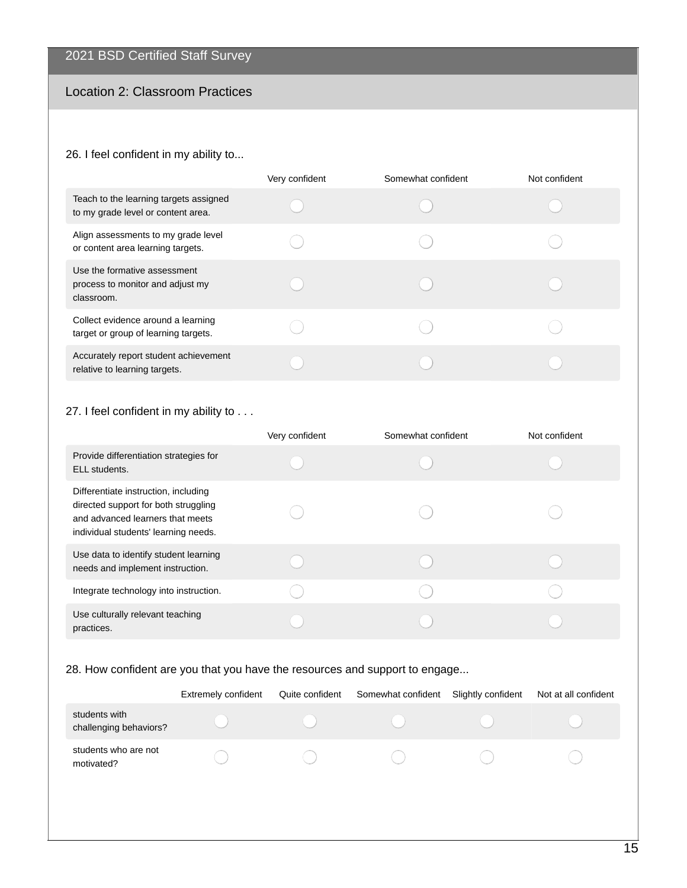# 2021 BSD Certified Staff Survey

## Location 2: Classroom Practices

26. I feel confident in my ability to...

| | Very confident | Somewhat confident | Not confident |
|---|---|---|---|
| Teach to the learning targets assigned to my grade level or content area. | ◯ | ◯ | ◯ |
| Align assessments to my grade level or content area learning targets. | ◯ | ◯ | ◯ |
| Use the formative assessment process to monitor and adjust my classroom. | ◯ | ◯ | ◯ |
| Collect evidence around a learning target or group of learning targets. | ◯ | ◯ | ◯ |
| Accurately report student achievement relative to learning targets. | ◯ | ◯ | ◯ |

27. I feel confident in my ability to . . .

| | Very confident | Somewhat confident | Not confident |
|---|---|---|---|
| Provide differentiation strategies for ELL students. | ◯ | ◯ | ◯ |
| Differentiate instruction, including directed support for both struggling and advanced learners that meets individual students' learning needs. | ◯ | ◯ | ◯ |
| Use data to identify student learning needs and implement instruction. | ◯ | ◯ | ◯ |
| Integrate technology into instruction. | ◯ | ◯ | ◯ |
| Use culturally relevant teaching practices. | ◯ | ◯ | ◯ |

28. How confident are you that you have the resources and support to engage...

| | Extremely confident | Quite confident | Somewhat confident | Slightly confident | Not at all confident |
|---|---|---|---|---|---|
| students with challenging behaviors? | ◯ | ◯ | ◯ | ◯ | ◯ |
| students who are not motivated? | ◯ | ◯ | ◯ | ◯ | ◯ |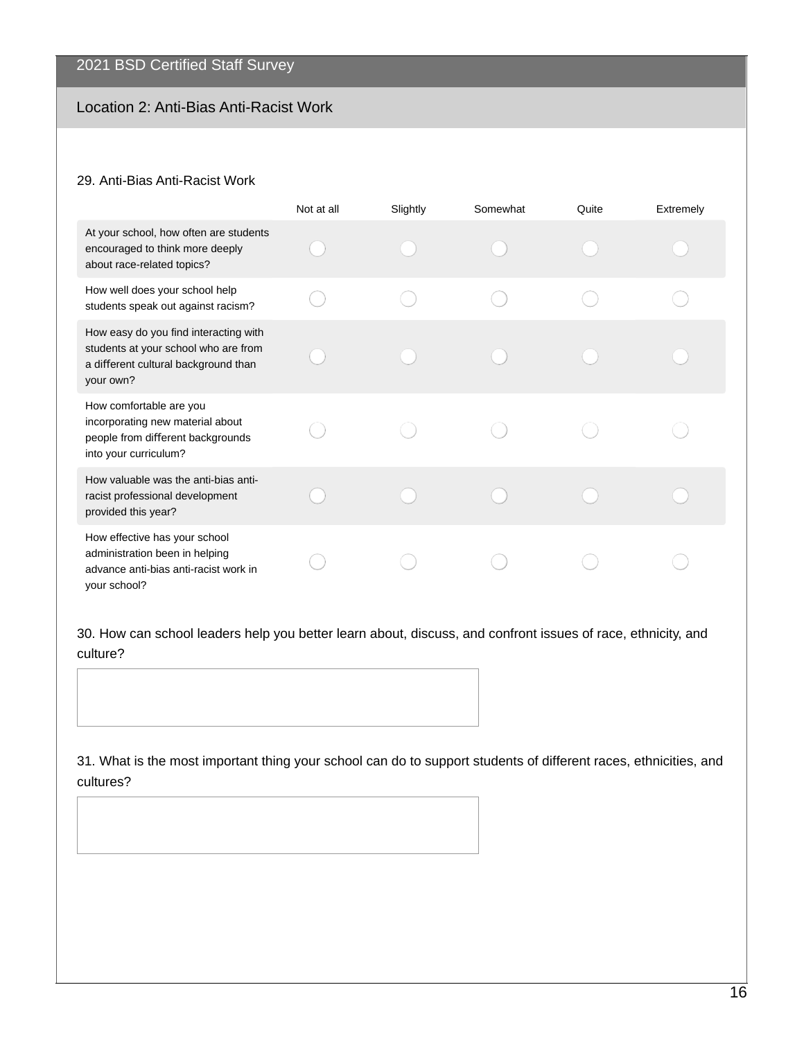## 2021 BSD Certified Staff Survey

### Location 2: Anti-Bias Anti-Racist Work

29. Anti-Bias Anti-Racist Work

| | Not at all | Slightly | Somewhat | Quite | Extremely |
|---|---|---|---|---|---|
| At your school, how often are students encouraged to think more deeply about race-related topics? | ◯ | ◯ | ◯ | ◯ | ◯ |
| How well does your school help students speak out against racism? | ◯ | ◯ | ◯ | ◯ | ◯ |
| How easy do you find interacting with students at your school who are from a different cultural background than your own? | ◯ | ◯ | ◯ | ◯ | ◯ |
| How comfortable are you incorporating new material about people from different backgrounds into your curriculum? | ◯ | ◯ | ◯ | ◯ | ◯ |
| How valuable was the anti-bias anti-racist professional development provided this year? | ◯ | ◯ | ◯ | ◯ | ◯ |
| How effective has your school administration been in helping advance anti-bias anti-racist work in your school? | ◯ | ◯ | ◯ | ◯ | ◯ |

30. How can school leaders help you better learn about, discuss, and confront issues of race, ethnicity, and culture?

31. What is the most important thing your school can do to support students of different races, ethnicities, and cultures?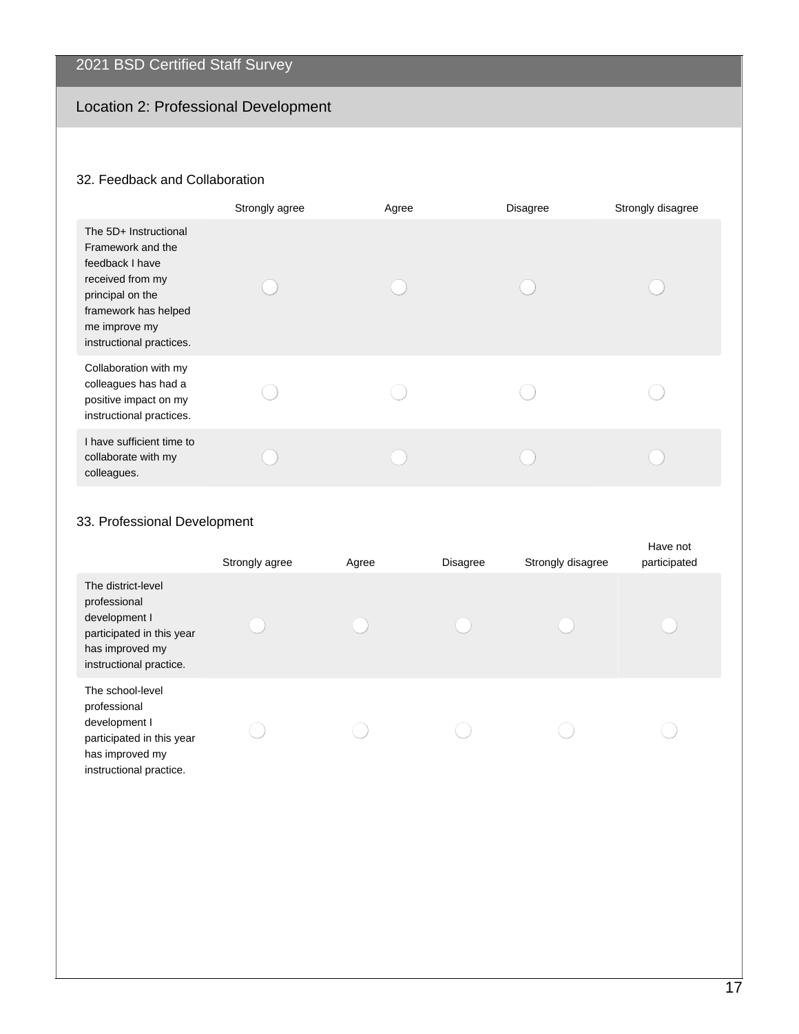2021 BSD Certified Staff Survey

## Location 2: Professional Development

### 32. Feedback and Collaboration

| | Strongly agree | Agree | Disagree | Strongly disagree |
|---|---|---|---|---|
| The 5D+ Instructional Framework and the feedback I have received from my principal on the framework has helped me improve my instructional practices. | ◯ | ◯ | ◯ | ◯ |
| Collaboration with my colleagues has had a positive impact on my instructional practices. | ◯ | ◯ | ◯ | ◯ |
| I have sufficient time to collaborate with my colleagues. | ◯ | ◯ | ◯ | ◯ |

### 33. Professional Development

| | Strongly agree | Agree | Disagree | Strongly disagree | Have not participated |
|---|---|---|---|---|---|
| The district-level professional development I participated in this year has improved my instructional practice. | ◯ | ◯ | ◯ | ◯ | ◯ |
| The school-level professional development I participated in this year has improved my instructional practice. | ◯ | ◯ | ◯ | ◯ | ◯ |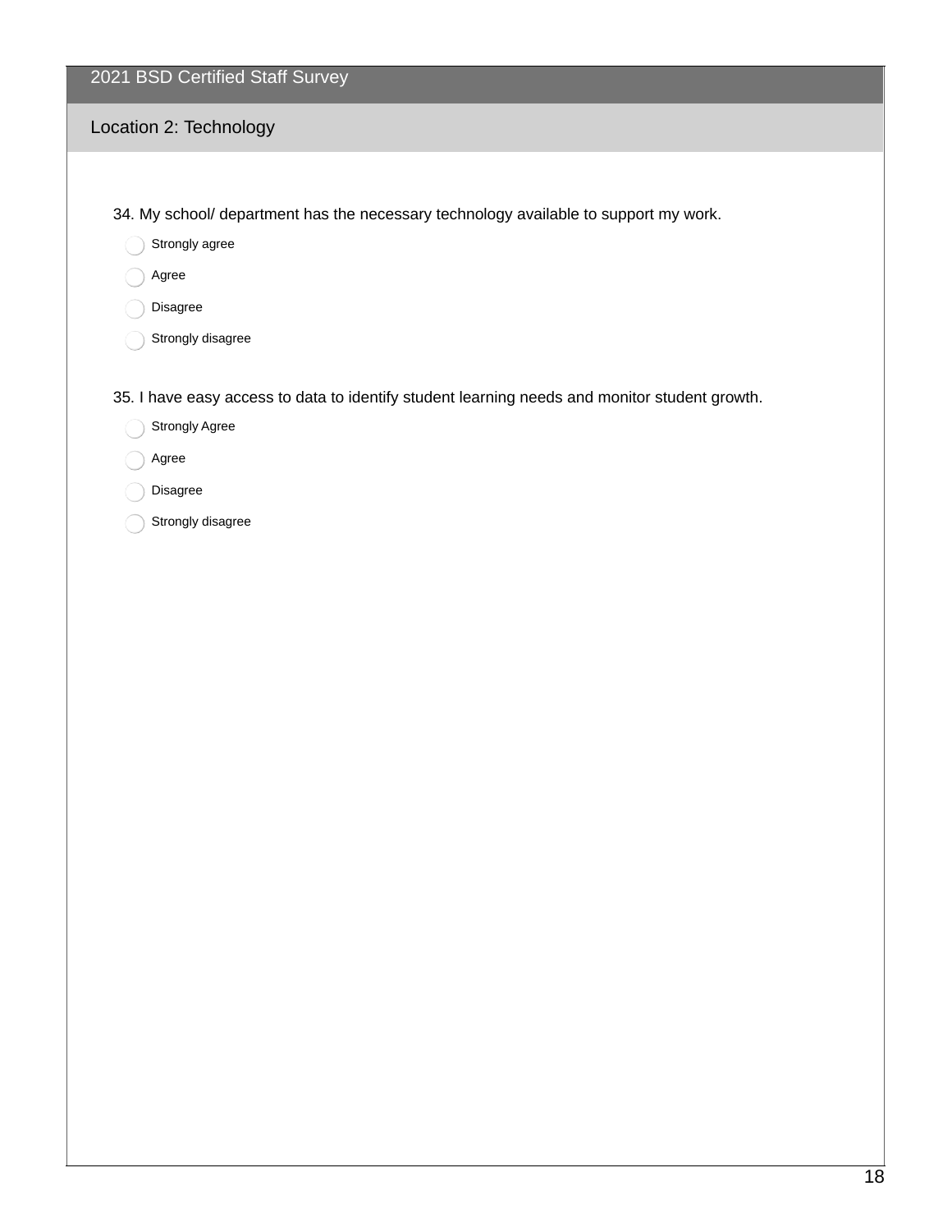2021 BSD Certified Staff Survey

## Location 2: Technology

34. My school/ department has the necessary technology available to support my work.

- Strongly agree
- Agree
- Disagree
- Strongly disagree

35. I have easy access to data to identify student learning needs and monitor student growth.

- Strongly Agree
- Agree
- Disagree
- Strongly disagree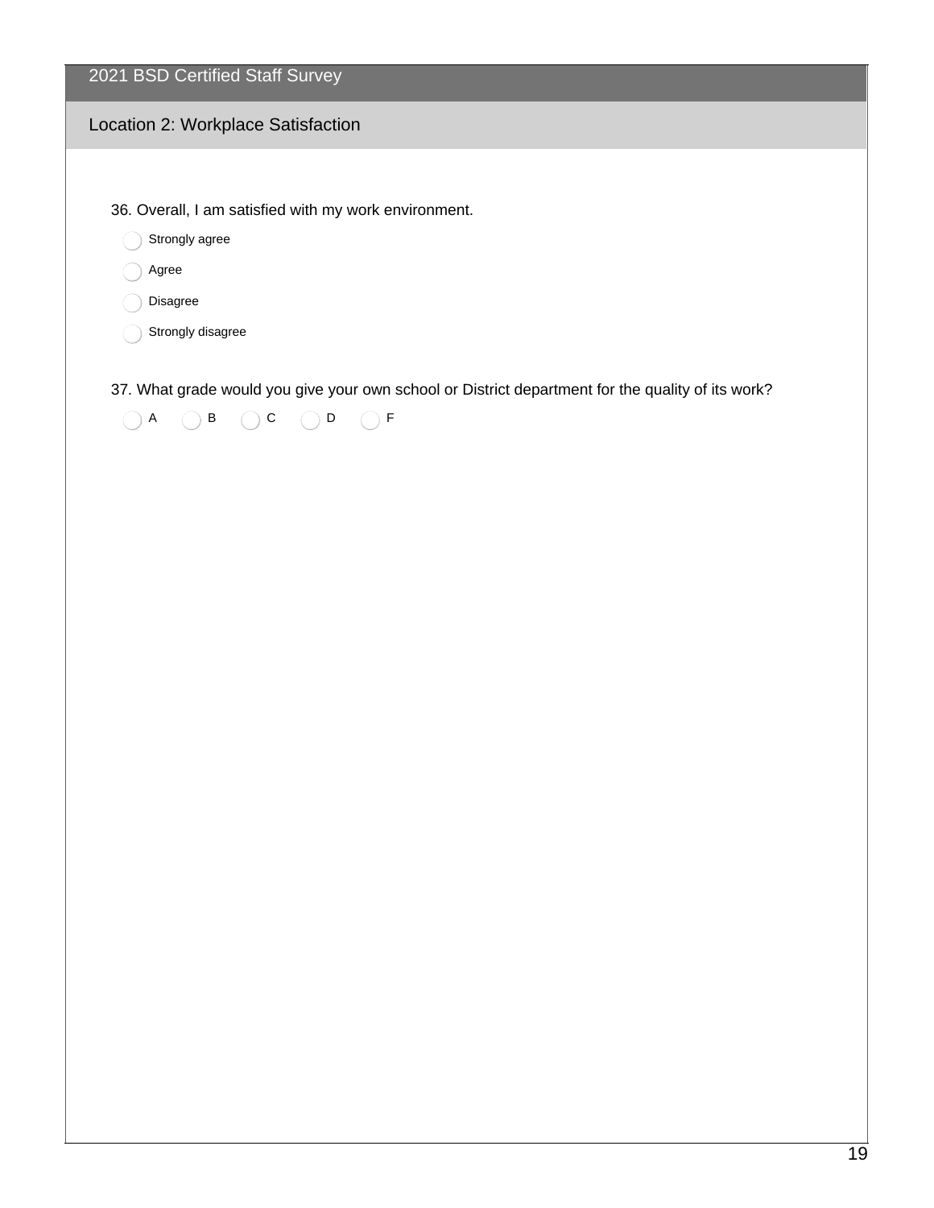# 2021 BSD Certified Staff Survey

## Location 2: Workplace Satisfaction

36. Overall, I am satisfied with my work environment.

- Strongly agree
- Agree
- Disagree
- Strongly disagree

37. What grade would you give your own school or District department for the quality of its work?

- A
- B
- C
- D
- F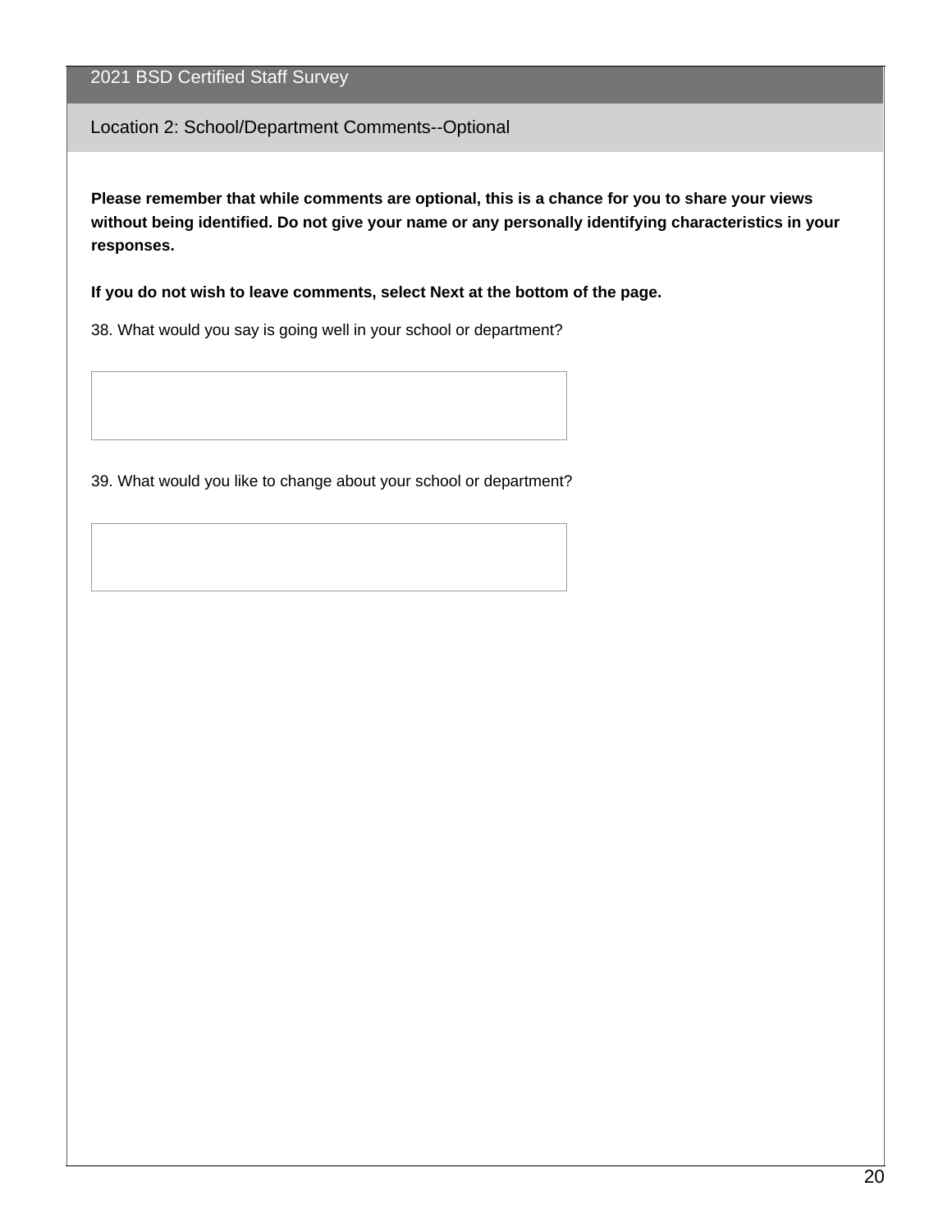## 2021 BSD Certified Staff Survey

### Location 2: School/Department Comments--Optional

**Please remember that while comments are optional, this is a chance for you to share your views without being identified. Do not give your name or any personally identifying characteristics in your responses.**

**If you do not wish to leave comments, select Next at the bottom of the page.**

38. What would you say is going well in your school or department?

39. What would you like to change about your school or department?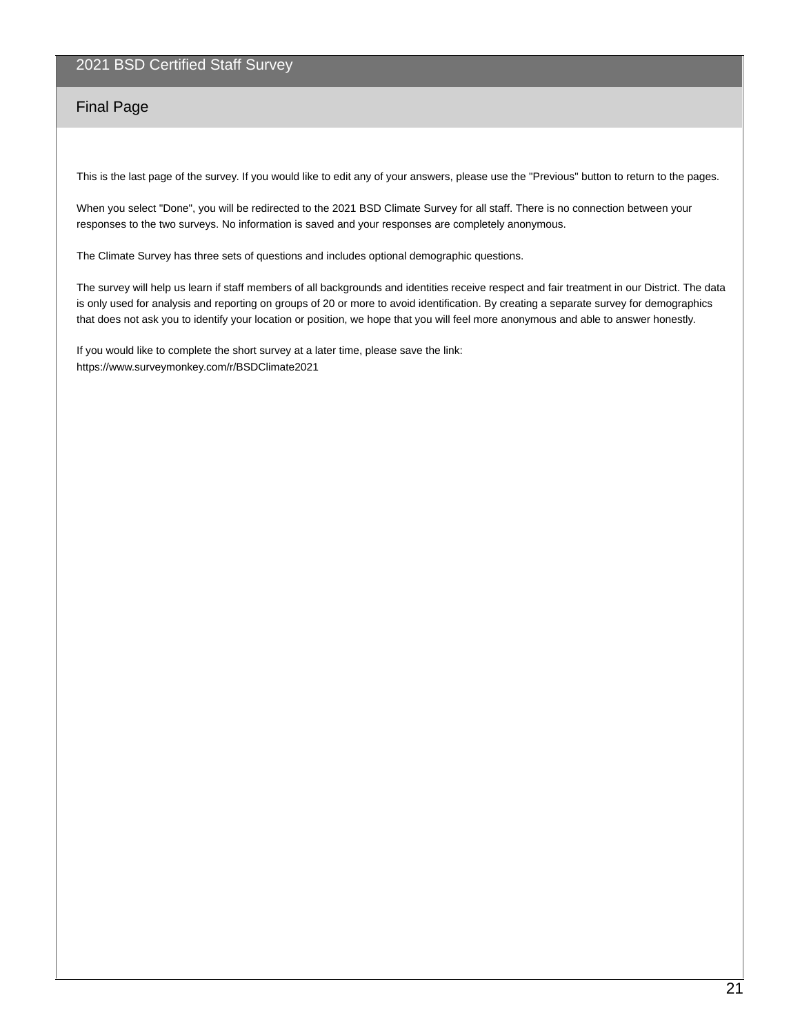# 2021 BSD Certified Staff Survey

## Final Page

This is the last page of the survey. If you would like to edit any of your answers, please use the "Previous" button to return to the pages.

When you select "Done", you will be redirected to the 2021 BSD Climate Survey for all staff. There is no connection between your responses to the two surveys. No information is saved and your responses are completely anonymous.

The Climate Survey has three sets of questions and includes optional demographic questions.

The survey will help us learn if staff members of all backgrounds and identities receive respect and fair treatment in our District. The data is only used for analysis and reporting on groups of 20 or more to avoid identification. By creating a separate survey for demographics that does not ask you to identify your location or position, we hope that you will feel more anonymous and able to answer honestly.

If you would like to complete the short survey at a later time, please save the link:
https://www.surveymonkey.com/r/BSDClimate2021